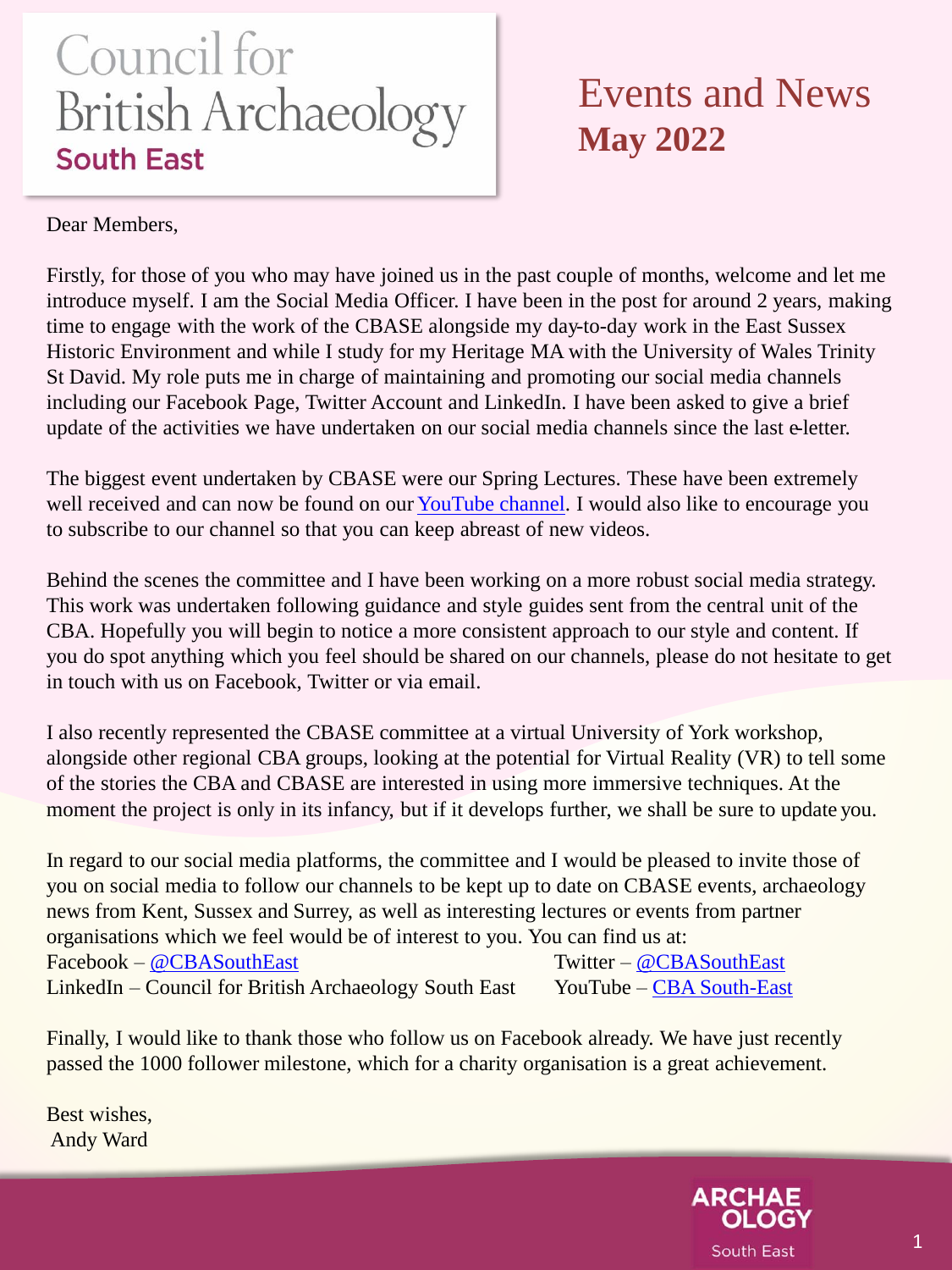Council for British Archaeology South East

# Events and News
## May 2022

Dear Members,

Firstly, for those of you who may have joined us in the past couple of months, welcome and let me introduce myself. I am the Social Media Officer. I have been in the post for around 2 years, making time to engage with the work of the CBASE alongside my day-to-day work in the East Sussex Historic Environment and while I study for my Heritage MA with the University of Wales Trinity St David. My role puts me in charge of maintaining and promoting our social media channels including our Facebook Page, Twitter Account and LinkedIn. I have been asked to give a brief update of the activities we have undertaken on our social media channels since the last e-letter.

The biggest event undertaken by CBASE were our Spring Lectures. These have been extremely well received and can now be found on our YouTube channel. I would also like to encourage you to subscribe to our channel so that you can keep abreast of new videos.

Behind the scenes the committee and I have been working on a more robust social media strategy. This work was undertaken following guidance and style guides sent from the central unit of the CBA. Hopefully you will begin to notice a more consistent approach to our style and content. If you do spot anything which you feel should be shared on our channels, please do not hesitate to get in touch with us on Facebook, Twitter or via email.

I also recently represented the CBASE committee at a virtual University of York workshop, alongside other regional CBA groups, looking at the potential for Virtual Reality (VR) to tell some of the stories the CBA and CBASE are interested in using more immersive techniques. At the moment the project is only in its infancy, but if it develops further, we shall be sure to update you.

In regard to our social media platforms, the committee and I would be pleased to invite those of you on social media to follow our channels to be kept up to date on CBASE events, archaeology news from Kent, Sussex and Surrey, as well as interesting lectures or events from partner organisations which we feel would be of interest to you. You can find us at:

Facebook – @CBASouthEast
Twitter – @CBASouthEast
LinkedIn – Council for British Archaeology South East
YouTube – CBA South-East

Finally, I would like to thank those who follow us on Facebook already. We have just recently passed the 1000 follower milestone, which for a charity organisation is a great achievement.

Best wishes,
Andy Ward

ARCHAEOLOGY South East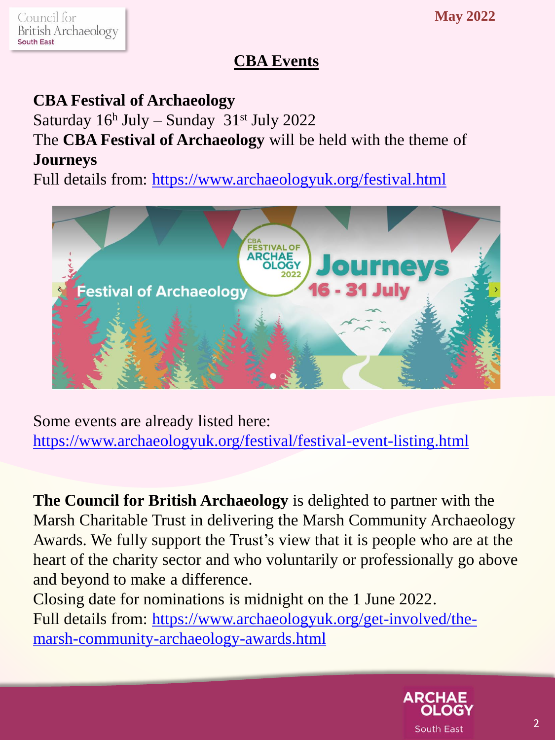## CBA Events

**CBA Festival of Archaeology**

Saturday 16h July – Sunday 31st July 2022

The **CBA Festival of Archaeology** will be held with the theme of **Journeys**

Full details from: https://www.archaeologyuk.org/festival.html

Some events are already listed here: https://www.archaeologyuk.org/festival/festival-event-listing.html

**The Council for British Archaeology** is delighted to partner with the Marsh Charitable Trust in delivering the Marsh Community Archaeology Awards. We fully support the Trust's view that it is people who are at the heart of the charity sector and who voluntarily or professionally go above and beyond to make a difference.

Closing date for nominations is midnight on the 1 June 2022.

Full details from: https://www.archaeologyuk.org/get-involved/the-marsh-community-archaeology-awards.html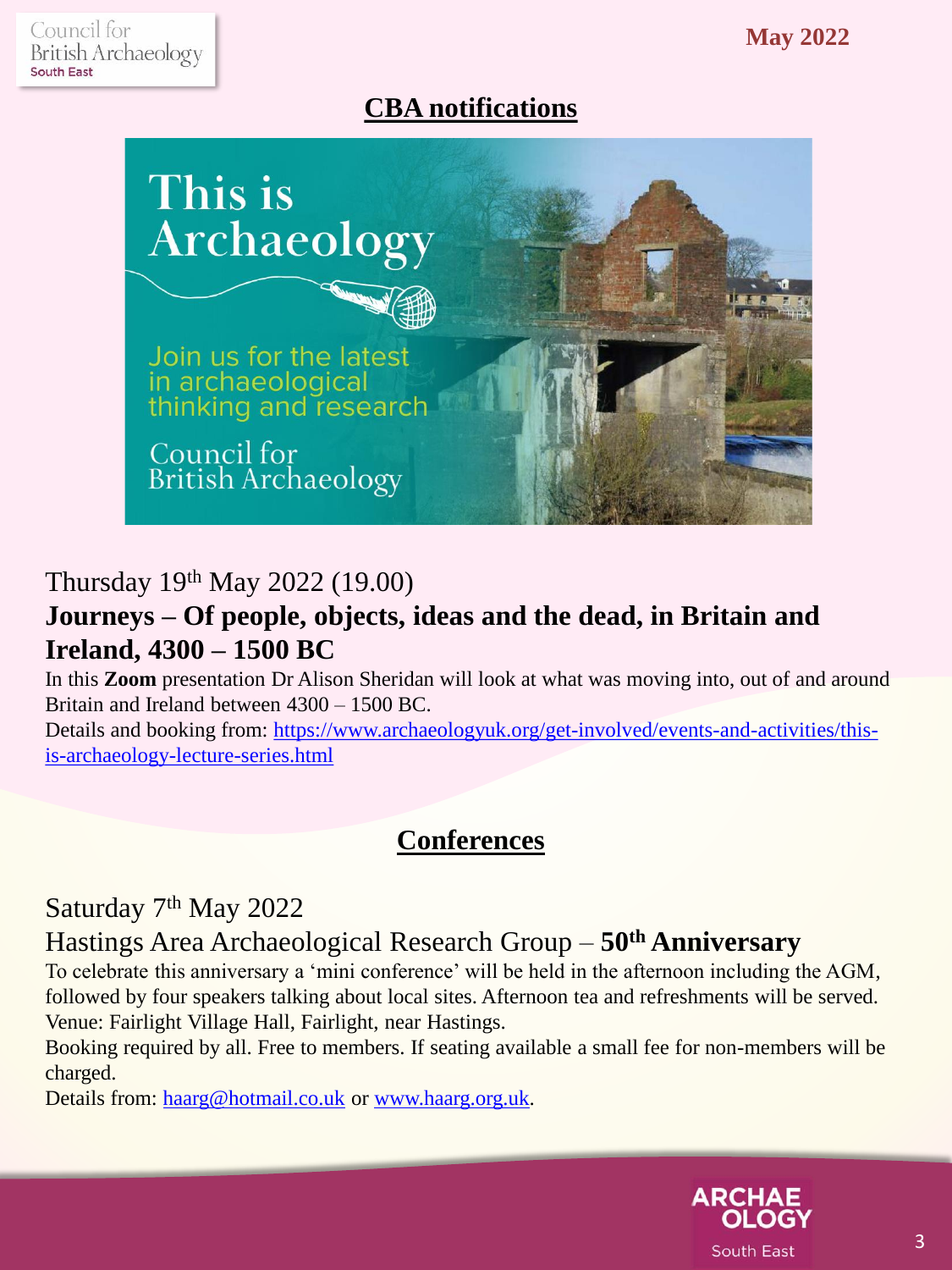## CBA notifications

Thursday 19th May 2022 (19.00)

**Journeys – Of people, objects, ideas and the dead, in Britain and Ireland, 4300 – 1500 BC**

In this **Zoom** presentation Dr Alison Sheridan will look at what was moving into, out of and around Britain and Ireland between 4300 – 1500 BC.
Details and booking from: https://www.archaeologyuk.org/get-involved/events-and-activities/this-is-archaeology-lecture-series.html

## Conferences

Saturday 7th May 2022

Hastings Area Archaeological Research Group – **50th Anniversary**

To celebrate this anniversary a 'mini conference' will be held in the afternoon including the AGM, followed by four speakers talking about local sites. Afternoon tea and refreshments will be served.
Venue: Fairlight Village Hall, Fairlight, near Hastings.
Booking required by all. Free to members. If seating available a small fee for non-members will be charged.
Details from: haarg@hotmail.co.uk or www.haarg.org.uk.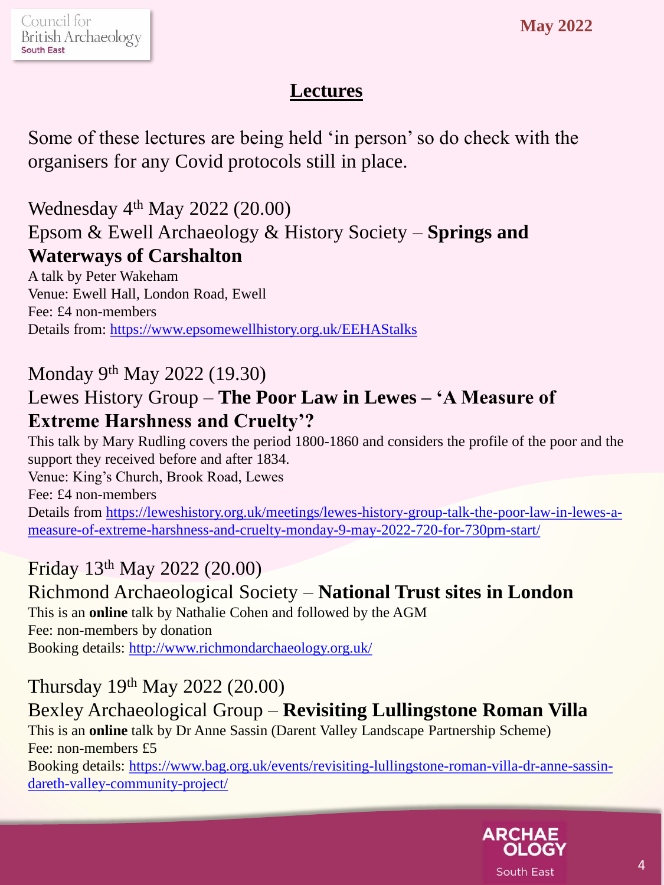## Lectures

Some of these lectures are being held 'in person' so do check with the organisers for any Covid protocols still in place.

Wednesday 4th May 2022 (20.00)
Epsom & Ewell Archaeology & History Society – **Springs and Waterways of Carshalton**
A talk by Peter Wakeham
Venue: Ewell Hall, London Road, Ewell
Fee: £4 non-members
Details from: https://www.epsomewellhistory.org.uk/EEHAStalks

Monday 9th May 2022 (19.30)
Lewes History Group – **The Poor Law in Lewes – 'A Measure of Extreme Harshness and Cruelty'?**
This talk by Mary Rudling covers the period 1800-1860 and considers the profile of the poor and the support they received before and after 1834.
Venue: King's Church, Brook Road, Lewes
Fee: £4 non-members
Details from https://leweshistory.org.uk/meetings/lewes-history-group-talk-the-poor-law-in-lewes-a-measure-of-extreme-harshness-and-cruelty-monday-9-may-2022-720-for-730pm-start/

Friday 13th May 2022 (20.00)
Richmond Archaeological Society – **National Trust sites in London**
This is an **online** talk by Nathalie Cohen and followed by the AGM
Fee: non-members by donation
Booking details: http://www.richmondarchaeology.org.uk/

Thursday 19th May 2022 (20.00)
Bexley Archaeological Group – **Revisiting Lullingstone Roman Villa**
This is an **online** talk by Dr Anne Sassin (Darent Valley Landscape Partnership Scheme)
Fee: non-members £5
Booking details: https://www.bag.org.uk/events/revisiting-lullingstone-roman-villa-dr-anne-sassin-dareth-valley-community-project/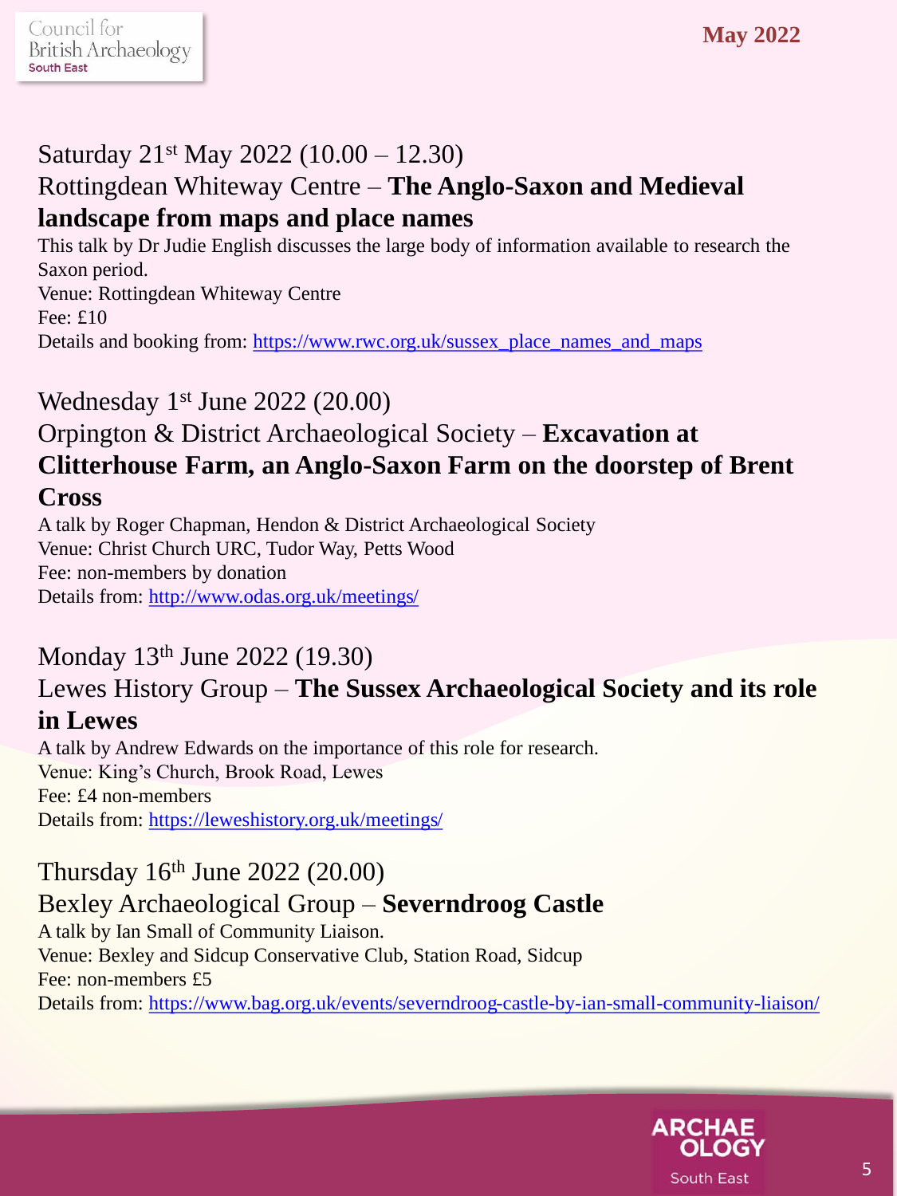## Saturday 21st May 2022 (10.00 – 12.30)

## Rottingdean Whiteway Centre – **The Anglo-Saxon and Medieval landscape from maps and place names**

This talk by Dr Judie English discusses the large body of information available to research the Saxon period.
Venue: Rottingdean Whiteway Centre
Fee: £10
Details and booking from: https://www.rwc.org.uk/sussex_place_names_and_maps

## Wednesday 1st June 2022 (20.00)

## Orpington & District Archaeological Society – **Excavation at Clitterhouse Farm, an Anglo-Saxon Farm on the doorstep of Brent Cross**

A talk by Roger Chapman, Hendon & District Archaeological Society
Venue: Christ Church URC, Tudor Way, Petts Wood
Fee: non-members by donation
Details from: http://www.odas.org.uk/meetings/

## Monday 13th June 2022 (19.30)

## Lewes History Group – **The Sussex Archaeological Society and its role in Lewes**

A talk by Andrew Edwards on the importance of this role for research.
Venue: King's Church, Brook Road, Lewes
Fee: £4 non-members
Details from: https://leweshistory.org.uk/meetings/

## Thursday 16th June 2022 (20.00)

## Bexley Archaeological Group – **Severndroog Castle**

A talk by Ian Small of Community Liaison.
Venue: Bexley and Sidcup Conservative Club, Station Road, Sidcup
Fee: non-members £5
Details from: https://www.bag.org.uk/events/severndroog-castle-by-ian-small-community-liaison/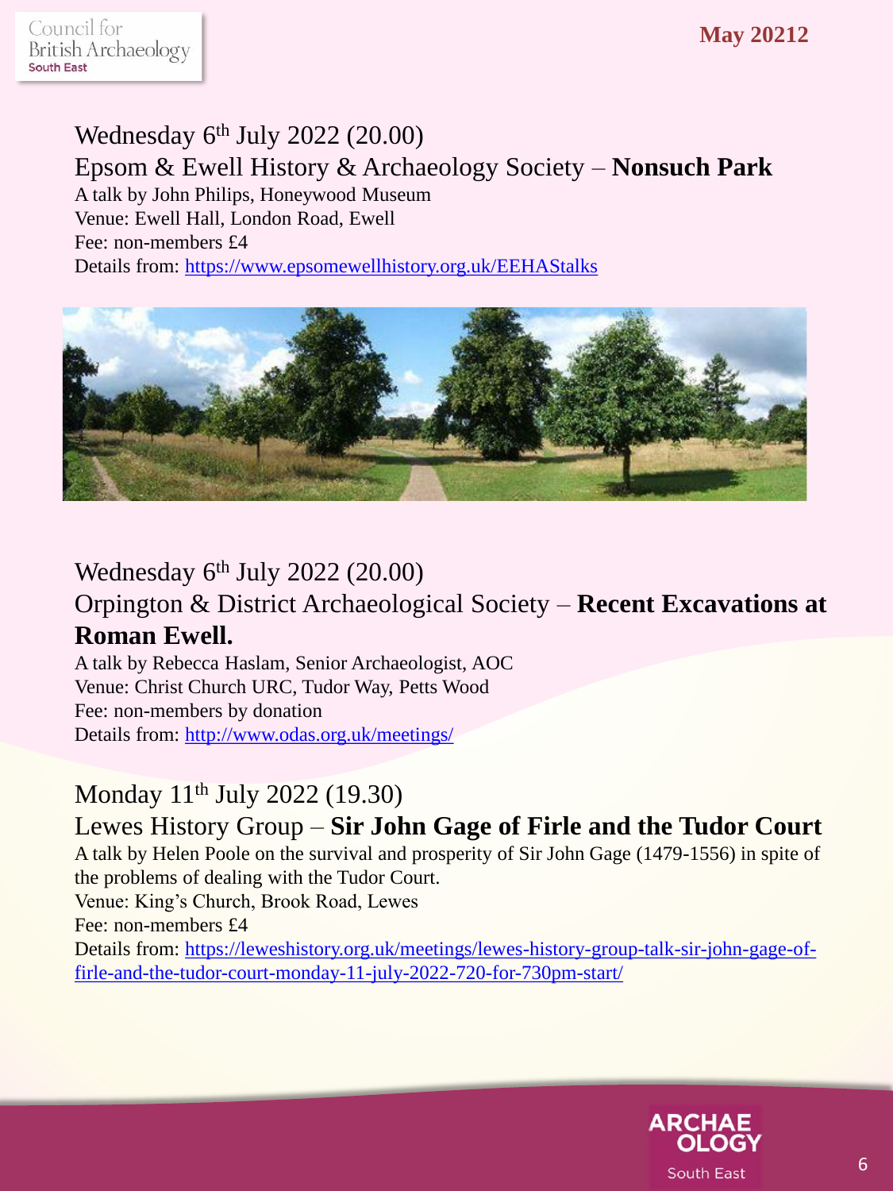Wednesday 6th July 2022 (20.00)
Epsom & Ewell History & Archaeology Society – **Nonsuch Park**

A talk by John Philips, Honeywood Museum
Venue: Ewell Hall, London Road, Ewell
Fee: non-members £4
Details from: [https://www.epsomewellhistory.org.uk/EEHAStalks](https://www.epsomewellhistory.org.uk/EEHAStalks)

Wednesday 6th July 2022 (20.00)
Orpington & District Archaeological Society – **Recent Excavations at Roman Ewell.**

A talk by Rebecca Haslam, Senior Archaeologist, AOC
Venue: Christ Church URC, Tudor Way, Petts Wood
Fee: non-members by donation
Details from: [http://www.odas.org.uk/meetings/](http://www.odas.org.uk/meetings/)

Monday 11th July 2022 (19.30)
Lewes History Group – **Sir John Gage of Firle and the Tudor Court**

A talk by Helen Poole on the survival and prosperity of Sir John Gage (1479-1556) in spite of the problems of dealing with the Tudor Court.
Venue: King's Church, Brook Road, Lewes
Fee: non-members £4
Details from: [https://leweshistory.org.uk/meetings/lewes-history-group-talk-sir-john-gage-of-firle-and-the-tudor-court-monday-11-july-2022-720-for-730pm-start/](https://leweshistory.org.uk/meetings/lewes-history-group-talk-sir-john-gage-of-firle-and-the-tudor-court-monday-11-july-2022-720-for-730pm-start/)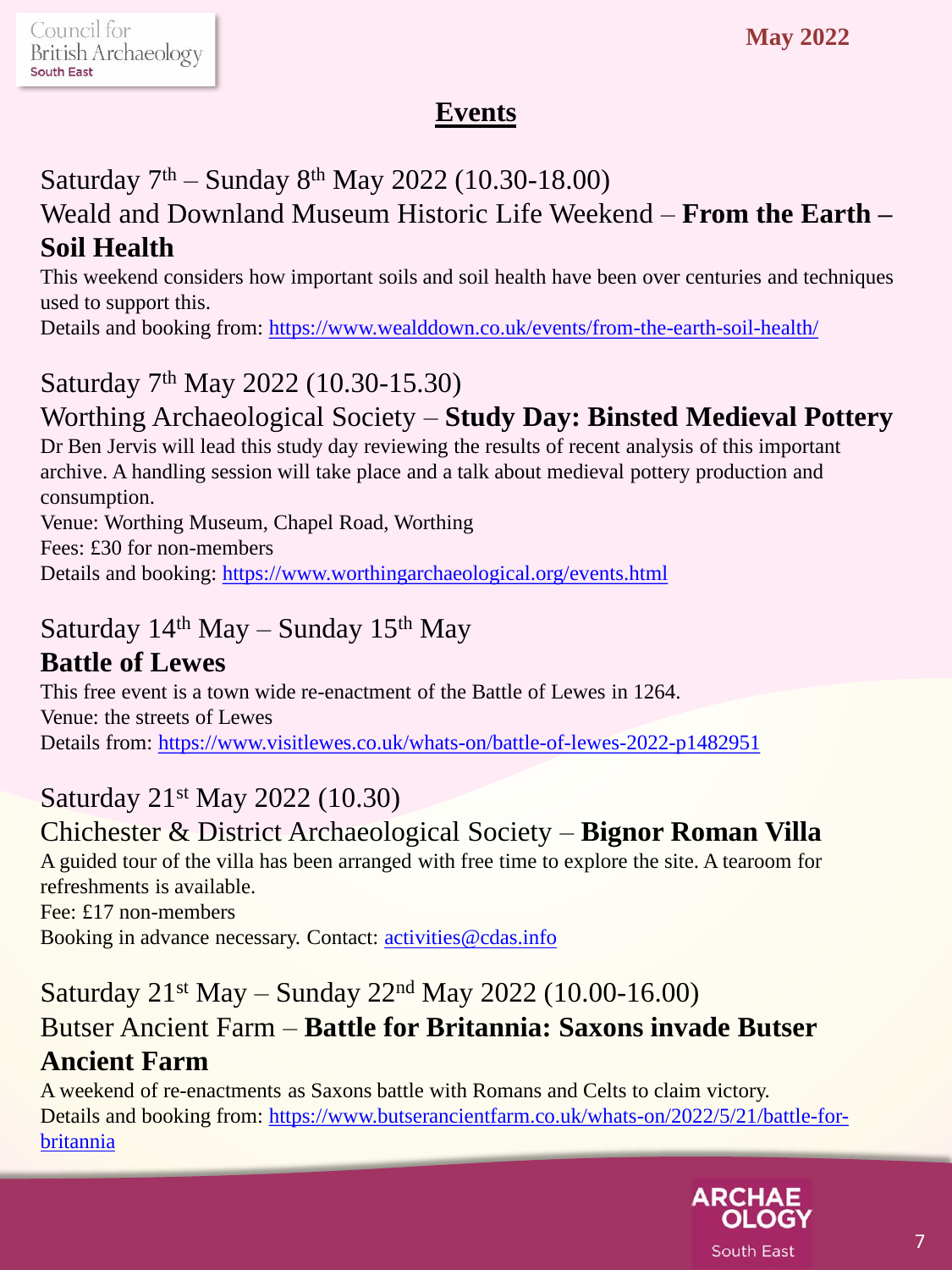## Events

### Saturday 7th – Sunday 8th May 2022 (10.30-18.00)

### Weald and Downland Museum Historic Life Weekend – **From the Earth – Soil Health**

This weekend considers how important soils and soil health have been over centuries and techniques used to support this.

Details and booking from: https://www.wealddown.co.uk/events/from-the-earth-soil-health/

### Saturday 7th May 2022 (10.30-15.30)

### Worthing Archaeological Society – **Study Day: Binsted Medieval Pottery**

Dr Ben Jervis will lead this study day reviewing the results of recent analysis of this important archive. A handling session will take place and a talk about medieval pottery production and consumption.

Venue: Worthing Museum, Chapel Road, Worthing

Fees: £30 for non-members

Details and booking: https://www.worthingarchaeological.org/events.html

### Saturday 14th May – Sunday 15th May

### **Battle of Lewes**

This free event is a town wide re-enactment of the Battle of Lewes in 1264.

Venue: the streets of Lewes

Details from: https://www.visitlewes.co.uk/whats-on/battle-of-lewes-2022-p1482951

### Saturday 21st May 2022 (10.30)

### Chichester & District Archaeological Society – **Bignor Roman Villa**

A guided tour of the villa has been arranged with free time to explore the site. A tearoom for refreshments is available.

Fee: £17 non-members

Booking in advance necessary. Contact: activities@cdas.info

### Saturday 21st May – Sunday 22nd May 2022 (10.00-16.00)

### Butser Ancient Farm – **Battle for Britannia: Saxons invade Butser Ancient Farm**

A weekend of re-enactments as Saxons battle with Romans and Celts to claim victory.

Details and booking from: https://www.butserancientfarm.co.uk/whats-on/2022/5/21/battle-for-britannia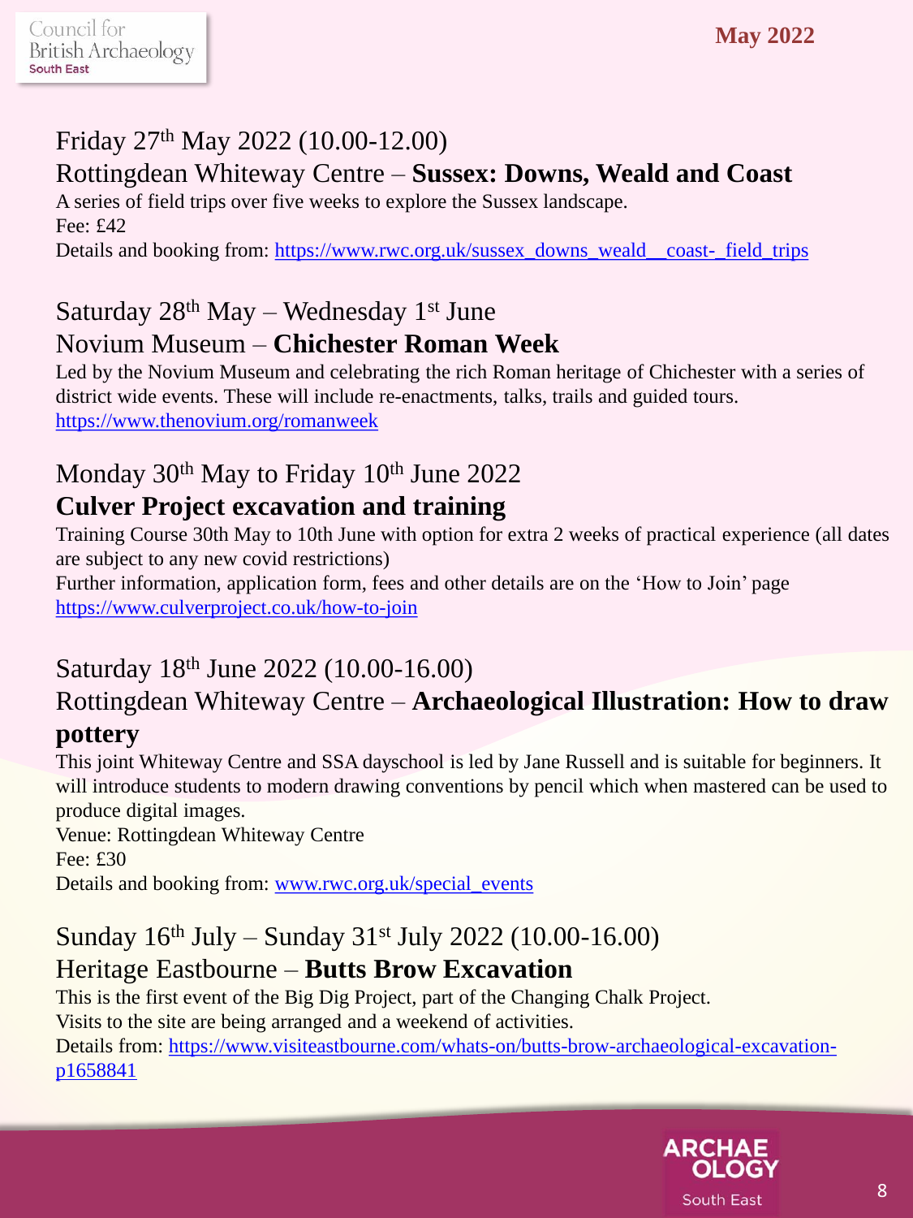Friday 27th May 2022 (10.00-12.00)

Rottingdean Whiteway Centre – **Sussex: Downs, Weald and Coast**

A series of field trips over five weeks to explore the Sussex landscape.

Fee: £42

Details and booking from: https://www.rwc.org.uk/sussex_downs_weald__coast-_field_trips

Saturday 28th May – Wednesday 1st June

Novium Museum – **Chichester Roman Week**

Led by the Novium Museum and celebrating the rich Roman heritage of Chichester with a series of district wide events. These will include re-enactments, talks, trails and guided tours.

https://www.thenovium.org/romanweek

Monday 30th May to Friday 10th June 2022

**Culver Project excavation and training**

Training Course 30th May to 10th June with option for extra 2 weeks of practical experience (all dates are subject to any new covid restrictions)

Further information, application form, fees and other details are on the 'How to Join' page

https://www.culverproject.co.uk/how-to-join

Saturday 18th June 2022 (10.00-16.00)

Rottingdean Whiteway Centre – **Archaeological Illustration: How to draw pottery**

This joint Whiteway Centre and SSA dayschool is led by Jane Russell and is suitable for beginners. It will introduce students to modern drawing conventions by pencil which when mastered can be used to produce digital images.

Venue: Rottingdean Whiteway Centre

Fee: £30

Details and booking from: www.rwc.org.uk/special_events

Sunday 16th July – Sunday 31st July 2022 (10.00-16.00)

Heritage Eastbourne – **Butts Brow Excavation**

This is the first event of the Big Dig Project, part of the Changing Chalk Project.

Visits to the site are being arranged and a weekend of activities.

Details from: https://www.visiteastbourne.com/whats-on/butts-brow-archaeological-excavation-p1658841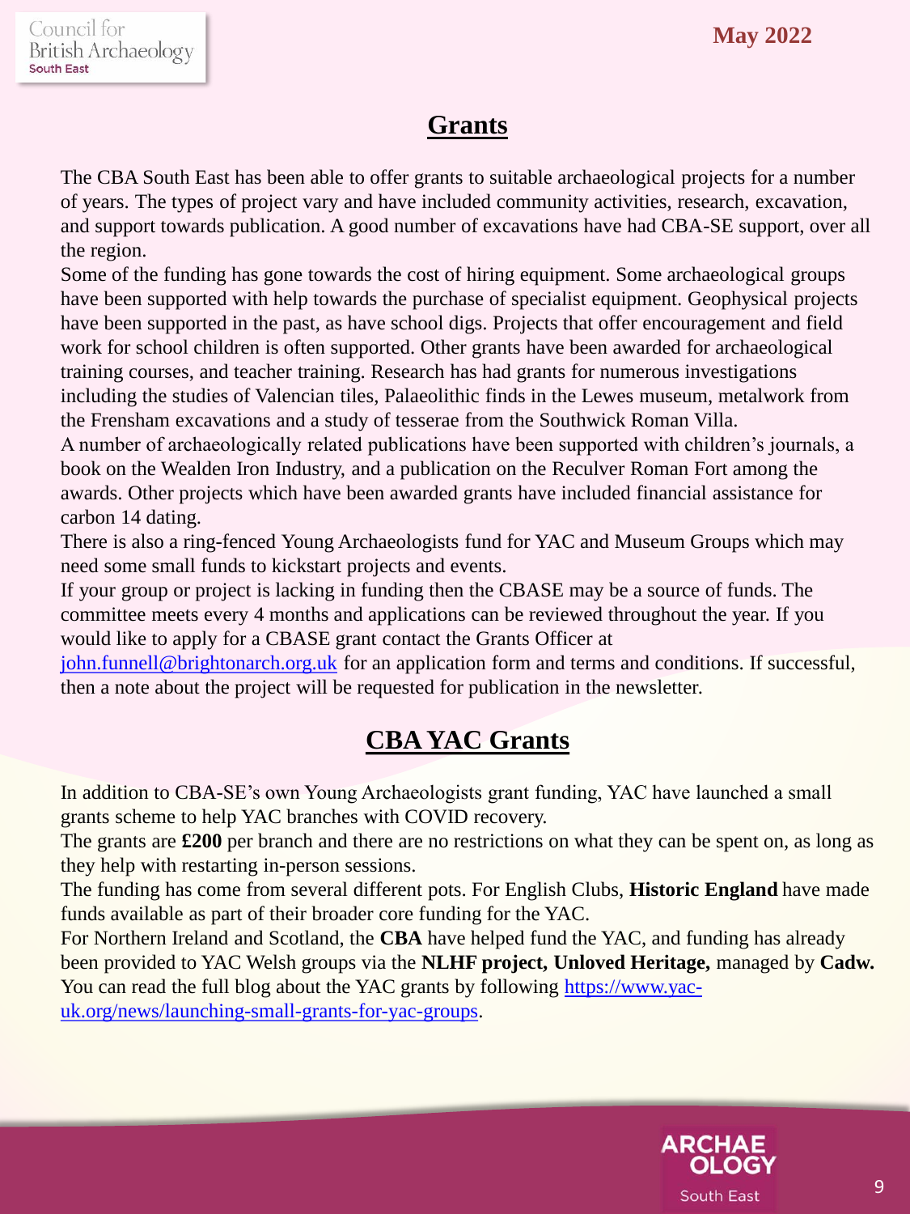## Grants

The CBA South East has been able to offer grants to suitable archaeological projects for a number of years. The types of project vary and have included community activities, research, excavation, and support towards publication. A good number of excavations have had CBA-SE support, over all the region.

Some of the funding has gone towards the cost of hiring equipment. Some archaeological groups have been supported with help towards the purchase of specialist equipment. Geophysical projects have been supported in the past, as have school digs. Projects that offer encouragement and field work for school children is often supported. Other grants have been awarded for archaeological training courses, and teacher training. Research has had grants for numerous investigations including the studies of Valencian tiles, Palaeolithic finds in the Lewes museum, metalwork from the Frensham excavations and a study of tesserae from the Southwick Roman Villa.

A number of archaeologically related publications have been supported with children's journals, a book on the Wealden Iron Industry, and a publication on the Reculver Roman Fort among the awards. Other projects which have been awarded grants have included financial assistance for carbon 14 dating.

There is also a ring-fenced Young Archaeologists fund for YAC and Museum Groups which may need some small funds to kickstart projects and events.

If your group or project is lacking in funding then the CBASE may be a source of funds. The committee meets every 4 months and applications can be reviewed throughout the year. If you would like to apply for a CBASE grant contact the Grants Officer at john.funnell@brightonarch.org.uk for an application form and terms and conditions. If successful, then a note about the project will be requested for publication in the newsletter.

## CBA YAC Grants

In addition to CBA-SE's own Young Archaeologists grant funding, YAC have launched a small grants scheme to help YAC branches with COVID recovery.

The grants are **£200** per branch and there are no restrictions on what they can be spent on, as long as they help with restarting in-person sessions.

The funding has come from several different pots. For English Clubs, **Historic England** have made funds available as part of their broader core funding for the YAC.

For Northern Ireland and Scotland, the **CBA** have helped fund the YAC, and funding has already been provided to YAC Welsh groups via the **NLHF project, Unloved Heritage,** managed by **Cadw.**

You can read the full blog about the YAC grants by following https://www.yac-uk.org/news/launching-small-grants-for-yac-groups.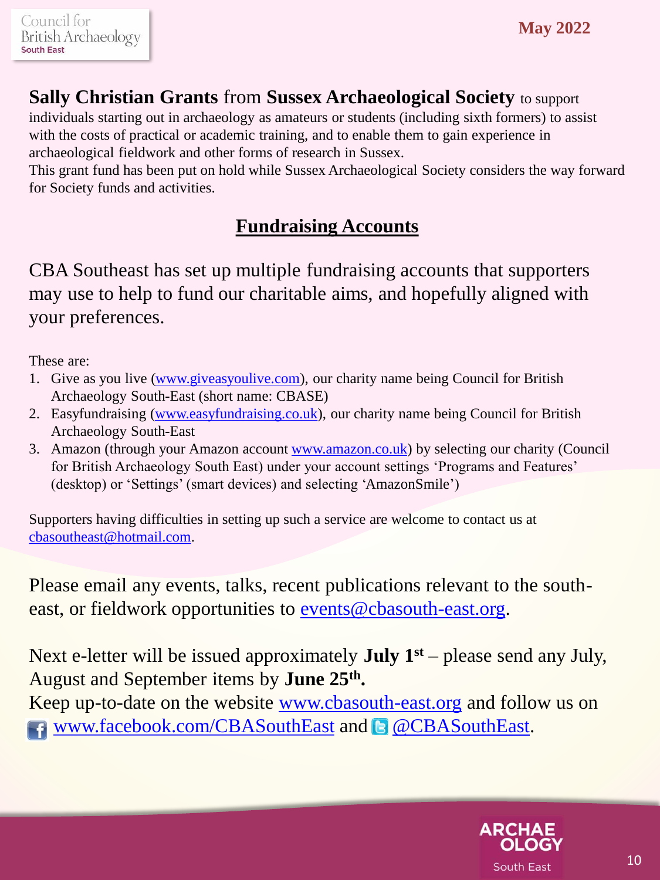**Sally Christian Grants** from **Sussex Archaeological Society** to support individuals starting out in archaeology as amateurs or students (including sixth formers) to assist with the costs of practical or academic training, and to enable them to gain experience in archaeological fieldwork and other forms of research in Sussex.
This grant fund has been put on hold while Sussex Archaeological Society considers the way forward for Society funds and activities.

## Fundraising Accounts

CBA Southeast has set up multiple fundraising accounts that supporters may use to help to fund our charitable aims, and hopefully aligned with your preferences.

These are:

1. Give as you live (www.giveasyoulive.com), our charity name being Council for British Archaeology South-East (short name: CBASE)
2. Easyfundraising (www.easyfundraising.co.uk), our charity name being Council for British Archaeology South-East
3. Amazon (through your Amazon account www.amazon.co.uk) by selecting our charity (Council for British Archaeology South East) under your account settings 'Programs and Features' (desktop) or 'Settings' (smart devices) and selecting 'AmazonSmile')

Supporters having difficulties in setting up such a service are welcome to contact us at cbasoutheast@hotmail.com.

Please email any events, talks, recent publications relevant to the south-east, or fieldwork opportunities to events@cbasouth-east.org.

Next e-letter will be issued approximately **July 1st** – please send any July, August and September items by **June 25th.**
Keep up-to-date on the website www.cbasouth-east.org and follow us on www.facebook.com/CBASouthEast and @CBASouthEast.